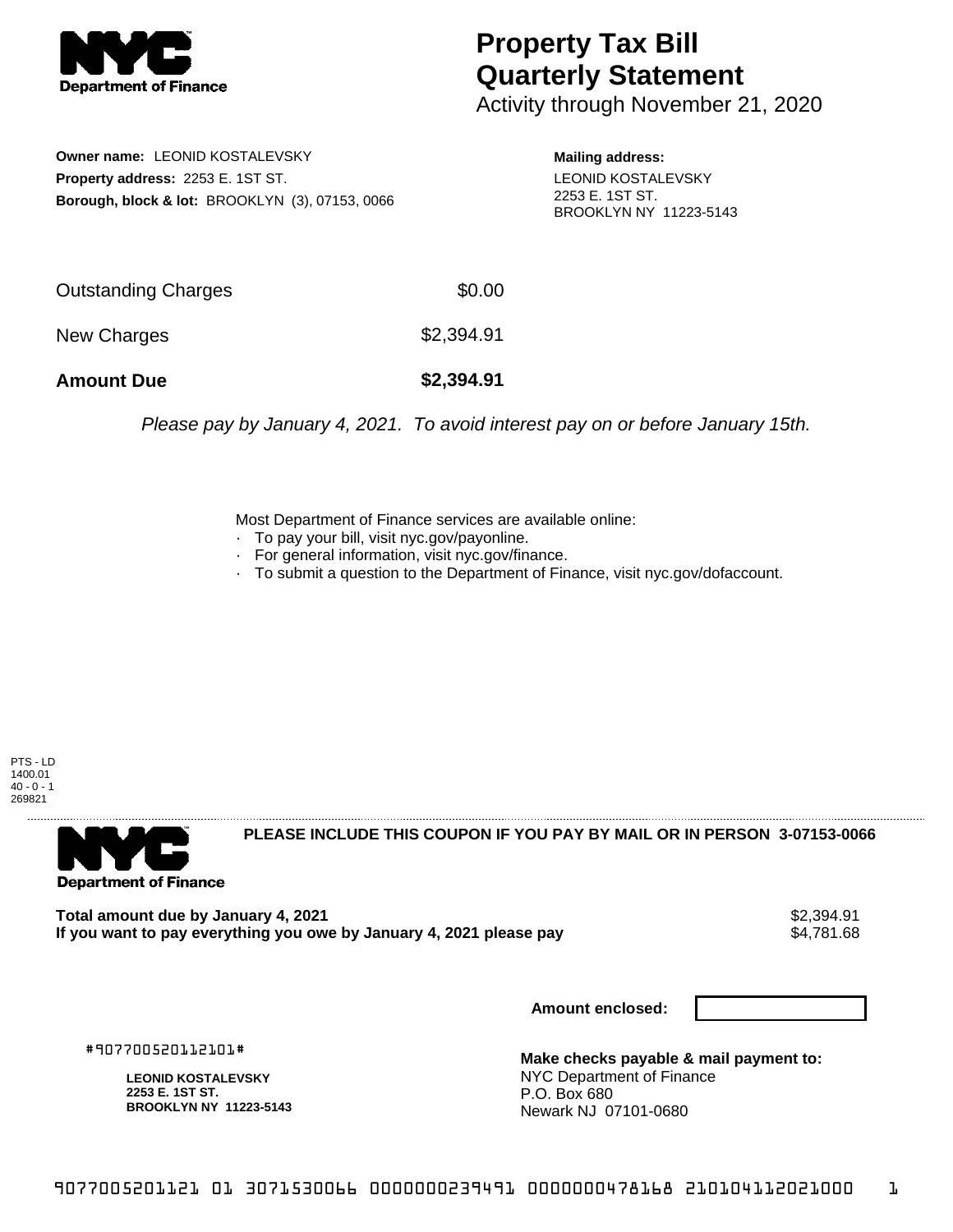# Property Tax Bill Quarterly Statement

Activity through November 21, 2020

**Owner name:** LEONID KOSTALEVSKY
**Property address:** 2253 E. 1ST ST.
**Borough, block & lot:** BROOKLYN (3), 07153, 0066

**Mailing address:**
LEONID KOSTALEVSKY
2253 E. 1ST ST.
BROOKLYN NY 11223-5143

| | |
|---|---|
| Outstanding Charges | $0.00 |
| New Charges | $2,394.91 |
| **Amount Due** | **$2,394.91** |

*Please pay by January 4, 2021. To avoid interest pay on or before January 15th.*

Most Department of Finance services are available online:

- To pay your bill, visit nyc.gov/payonline.
- For general information, visit nyc.gov/finance.
- To submit a question to the Department of Finance, visit nyc.gov/dofaccount.

PTS - LD
1400.01
40 - 0 - 1
269821

**PLEASE INCLUDE THIS COUPON IF YOU PAY BY MAIL OR IN PERSON 3-07153-0066**

| | |
|---|---|
| **Total amount due by January 4, 2021** | $2,394.91 |
| **If you want to pay everything you owe by January 4, 2021 please pay** | $4,781.68 |

**Amount enclosed:**

#907700520112101#

**LEONID KOSTALEVSKY**
**2253 E. 1ST ST.**
**BROOKLYN NY 11223-5143**

**Make checks payable & mail payment to:**
NYC Department of Finance
P.O. Box 680
Newark NJ 07101-0680

9077005201121 01 3071530066 0000000239491 0000000478168 210104112021000 1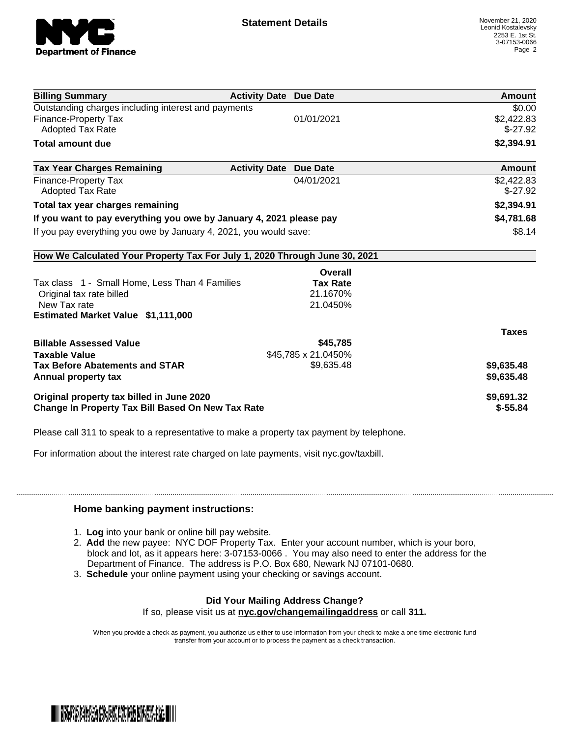# Statement Details

November 21, 2020
Leonid Kostalevsky
2253 E. 1st St.
3-07153-0066

| Billing Summary | Activity Date | Due Date | Amount |
| --- | --- | --- | --- |
| Outstanding charges including interest and payments | | | $0.00 |
| Finance-Property Tax | | 01/01/2021 | $2,422.83 |
| Adopted Tax Rate | | | $-27.92 |
| **Total amount due** | | | **$2,394.91** |

| Tax Year Charges Remaining | Activity Date | Due Date | Amount |
| --- | --- | --- | --- |
| Finance-Property Tax | | 04/01/2021 | $2,422.83 |
| Adopted Tax Rate | | | $-27.92 |
| **Total tax year charges remaining** | | | **$2,394.91** |
| **If you want to pay everything you owe by January 4, 2021 please pay** | | | **$4,781.68** |
| If you pay everything you owe by January 4, 2021, you would save: | | | $8.14 |

**How We Calculated Your Property Tax For July 1, 2020 Through June 30, 2021**

| | Overall Tax Rate | |
| --- | --- | --- |
| Tax class 1 - Small Home, Less Than 4 Families | | |
| Original tax rate billed | 21.1670% | |
| New Tax rate | 21.0450% | |
| **Estimated Market Value $1,111,000** | | |
| | | **Taxes** |
| **Billable Assessed Value** | **$45,785** | |
| **Taxable Value** | $45,785 x 21.0450% | |
| **Tax Before Abatements and STAR** | $9,635.48 | **$9,635.48** |
| **Annual property tax** | | **$9,635.48** |
| **Original property tax billed in June 2020** | | **$9,691.32** |
| **Change In Property Tax Bill Based On New Tax Rate** | | **$-55.84** |

Please call 311 to speak to a representative to make a property tax payment by telephone.

For information about the interest rate charged on late payments, visit nyc.gov/taxbill.

## Home banking payment instructions:

1. **Log** into your bank or online bill pay website.
2. **Add** the new payee: NYC DOF Property Tax. Enter your account number, which is your boro, block and lot, as it appears here: 3-07153-0066 . You may also need to enter the address for the Department of Finance. The address is P.O. Box 680, Newark NJ 07101-0680.
3. **Schedule** your online payment using your checking or savings account.

**Did Your Mailing Address Change?**
If so, please visit us at **nyc.gov/changemailingaddress** or call **311.**

When you provide a check as payment, you authorize us either to use information from your check to make a one-time electronic fund transfer from your account or to process the payment as a check transaction.